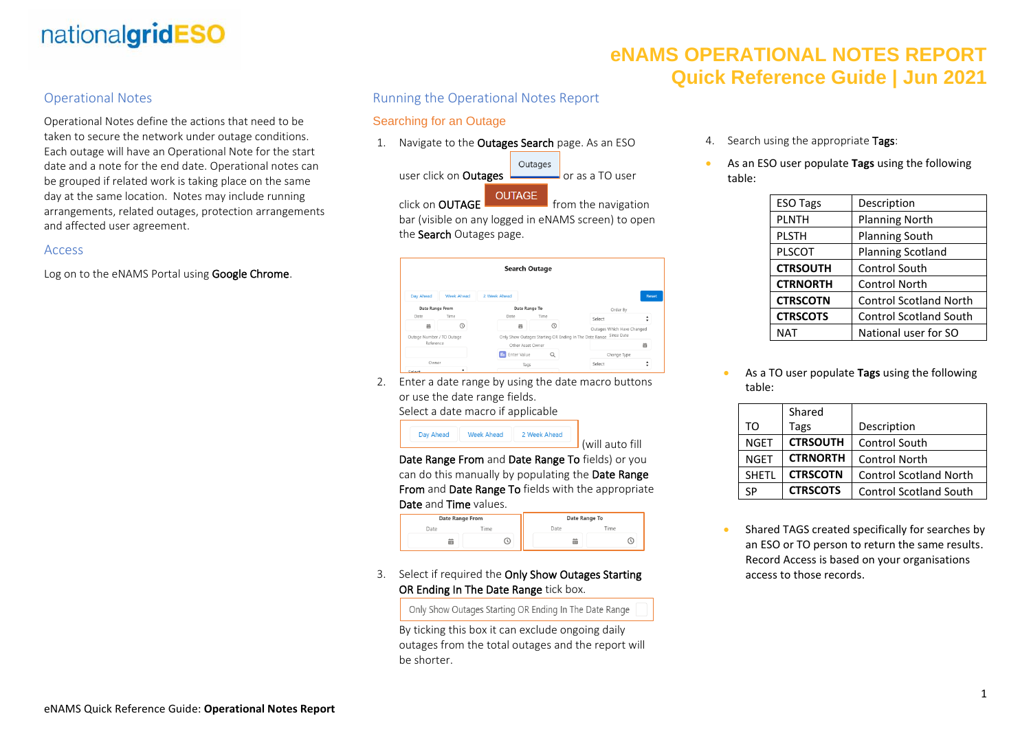# eNAMS OPERATIONAL NOTES REPORT
## Quick Reference Guide | Jun 2021

### Operational Notes

Operational Notes define the actions that need to be taken to secure the network under outage conditions. Each outage will have an Operational Note for the start date and a note for the end date. Operational notes can be grouped if related work is taking place on the same day at the same location. Notes may include running arrangements, related outages, protection arrangements and affected user agreement.

### Access

Log on to the eNAMS Portal using **Google Chrome**.

### Running the Operational Notes Report

#### Searching for an Outage

1. Navigate to the **Outages Search** page. As an ESO user click on **Outages** Outages or as a TO user click on **OUTAGE** OUTAGE from the navigation bar (visible on any logged in eNAMS screen) to open the **Search** Outages page.

2. Enter a date range by using the date macro buttons or use the date range fields.
   Select a date macro if applicable (Day Ahead, Week Ahead, 2 Week Ahead) (will auto fill **Date Range From** and **Date Range To** fields) or you can do this manually by populating the **Date Range From** and **Date Range To** fields with the appropriate **Date** and **Time** values.

3. Select if required the **Only Show Outages Starting OR Ending In The Date Range** tick box.
   By ticking this box it can exclude ongoing daily outages from the total outages and the report will be shorter.

4. Search using the appropriate **Tags**:

- As an ESO user populate **Tags** using the following table:

| ESO Tags | Description |
|---|---|
| PLNTH | Planning North |
| PLSTH | Planning South |
| PLSCOT | Planning Scotland |
| **CTRSOUTH** | Control South |
| **CTRNORTH** | Control North |
| **CTRSCOTN** | Control Scotland North |
| **CTRSCOTS** | Control Scotland South |
| NAT | National user for SO |

- As a TO user populate **Tags** using the following table:

| TO | Shared Tags | Description |
|---|---|---|
| NGET | **CTRSOUTH** | Control South |
| NGET | **CTRNORTH** | Control North |
| SHETL | **CTRSCOTN** | Control Scotland North |
| SP | **CTRSCOTS** | Control Scotland South |

- Shared TAGS created specifically for searches by an ESO or TO person to return the same results. Record Access is based on your organisations access to those records.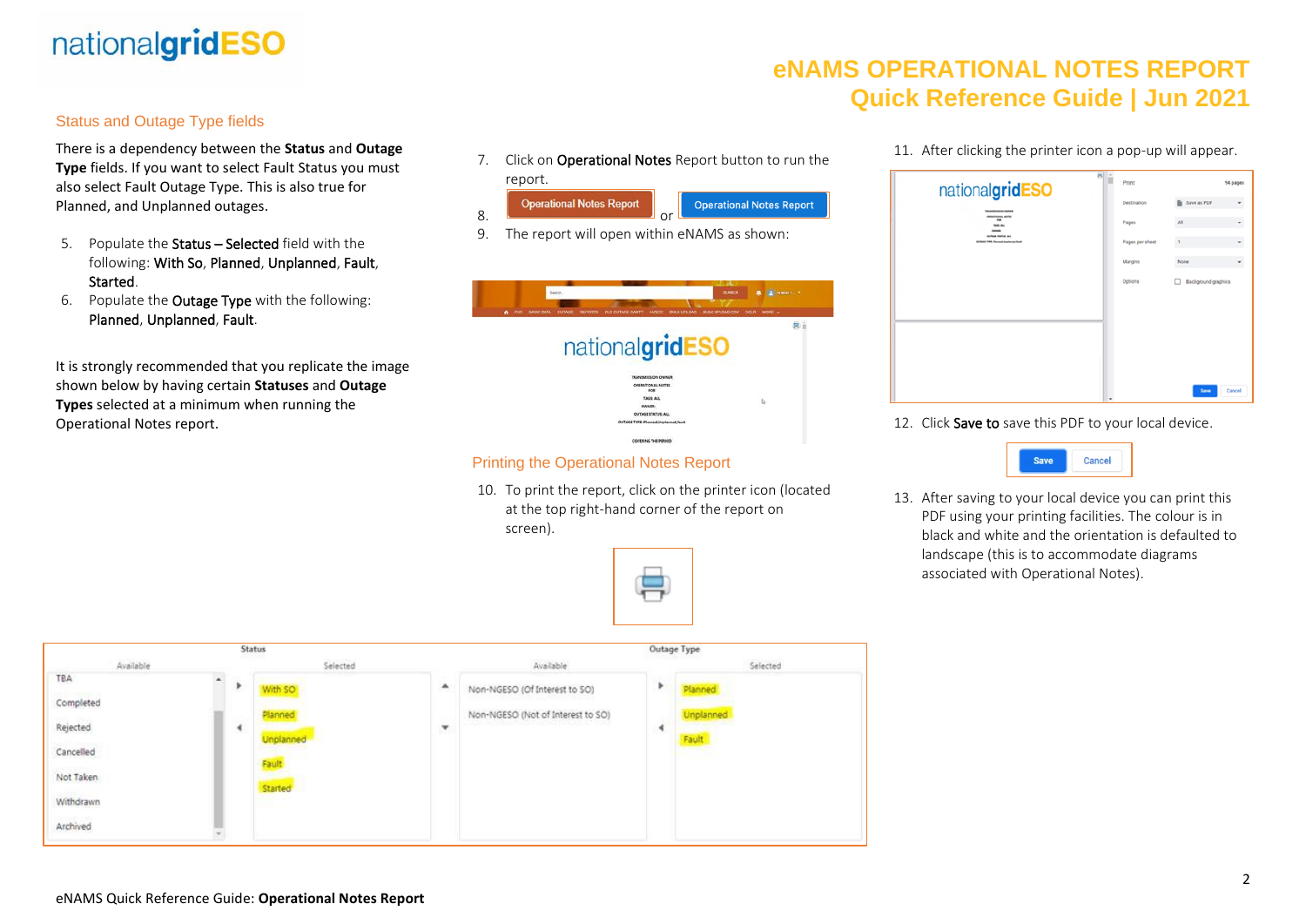# eNAMS OPERATIONAL NOTES REPORT
## Quick Reference Guide | Jun 2021

### Status and Outage Type fields

There is a dependency between the **Status** and **Outage Type** fields. If you want to select Fault Status you must also select Fault Outage Type. This is also true for Planned, and Unplanned outages.

5. Populate the **Status – Selected** field with the following: **With So**, **Planned**, **Unplanned**, **Fault**, **Started**.
6. Populate the **Outage Type** with the following: **Planned**, **Unplanned**, **Fault**.

It is strongly recommended that you replicate the image shown below by having certain **Statuses** and **Outage Types** selected at a minimum when running the Operational Notes report.

7. Click on **Operational Notes** Report button to run the report.
8. Operational Notes Report or Operational Notes Report
9. The report will open within eNAMS as shown:

### Printing the Operational Notes Report

10. To print the report, click on the printer icon (located at the top right-hand corner of the report on screen).

Status

| Available | Selected |
|---|---|
| TBA | With SO |
| Completed | Planned |
| Rejected | Unplanned |
| Cancelled | Fault |
| Not Taken | Started |
| Withdrawn | |
| Archived | |

Outage Type

| Available | Selected |
|---|---|
| Non-NGESO (Of Interest to SO) | Planned |
| Non-NGESO (Not of Interest to SO) | Unplanned |
| | Fault |

11. After clicking the printer icon a pop-up will appear.
12. Click **Save to** save this PDF to your local device.
13. After saving to your local device you can print this PDF using your printing facilities. The colour is in black and white and the orientation is defaulted to landscape (this is to accommodate diagrams associated with Operational Notes).

eNAMS Quick Reference Guide: **Operational Notes Report**